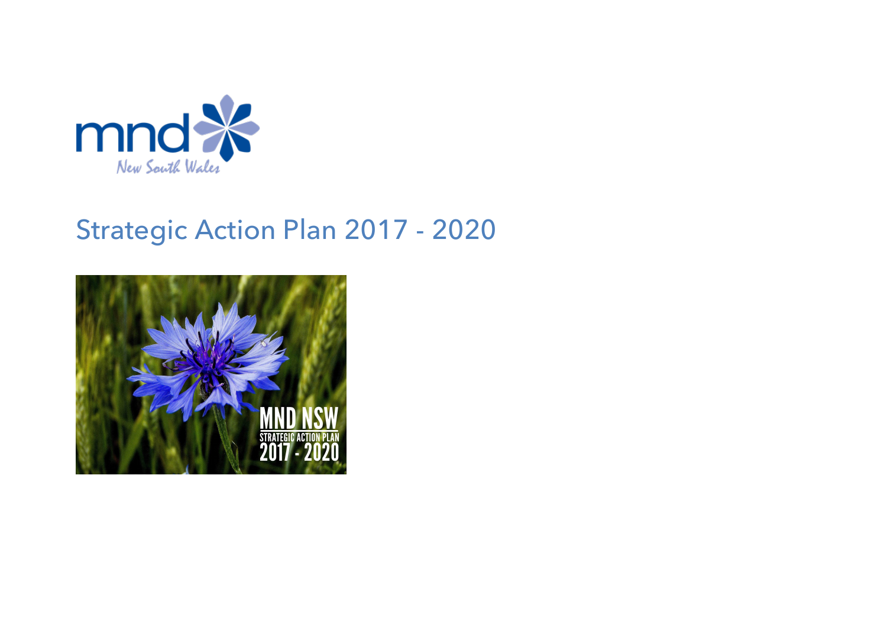# Strategic Action Plan 2017 - 2020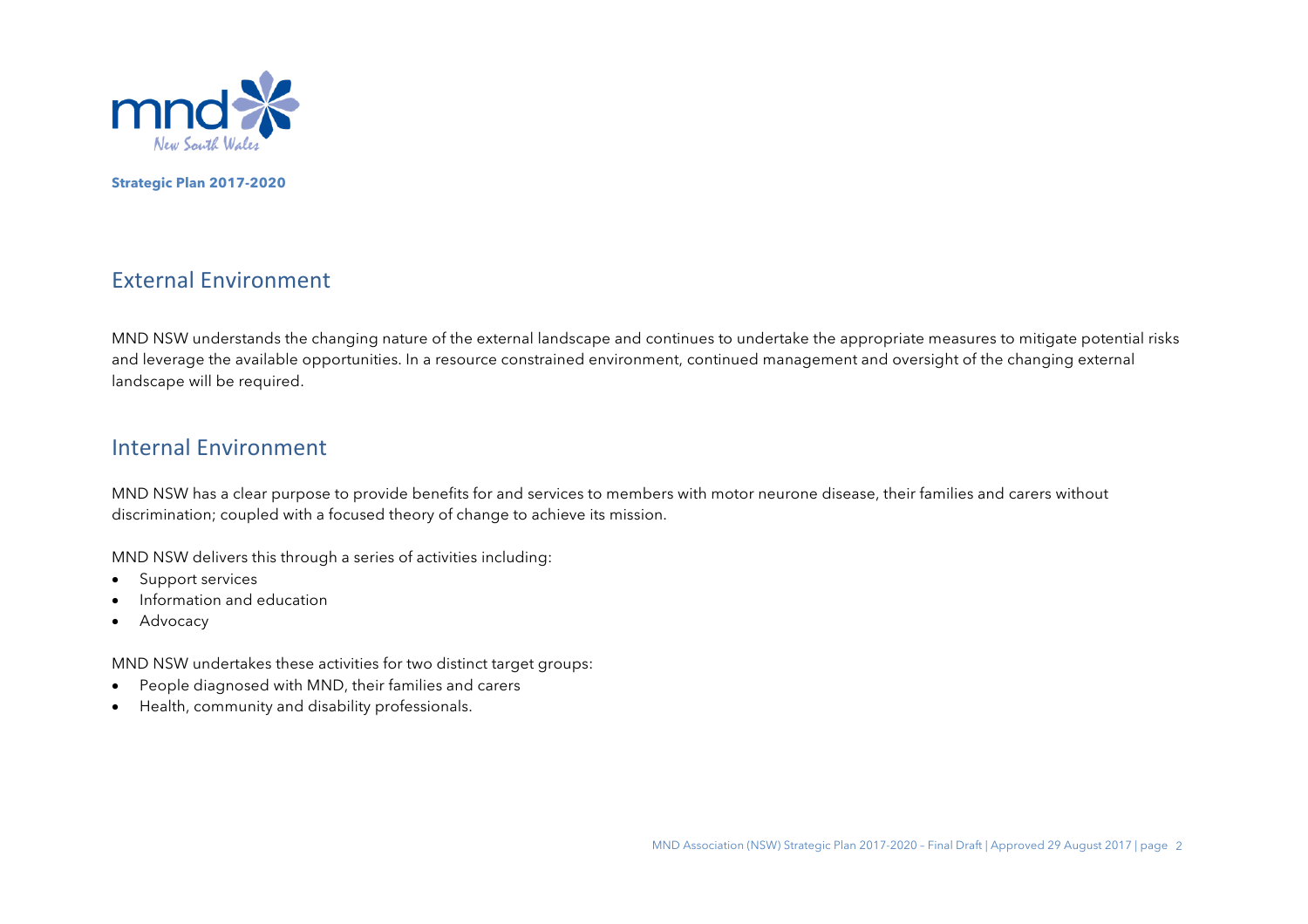## External Environment

MND NSW understands the changing nature of the external landscape and continues to undertake the appropriate measures to mitigate potential risks and leverage the available opportunities. In a resource constrained environment, continued management and oversight of the changing external landscape will be required.

## Internal Environment

MND NSW has a clear purpose to provide benefits for and services to members with motor neurone disease, their families and carers without discrimination; coupled with a focused theory of change to achieve its mission.

MND NSW delivers this through a series of activities including:

- Support services
- Information and education
- Advocacy

MND NSW undertakes these activities for two distinct target groups:

- People diagnosed with MND, their families and carers
- Health, community and disability professionals.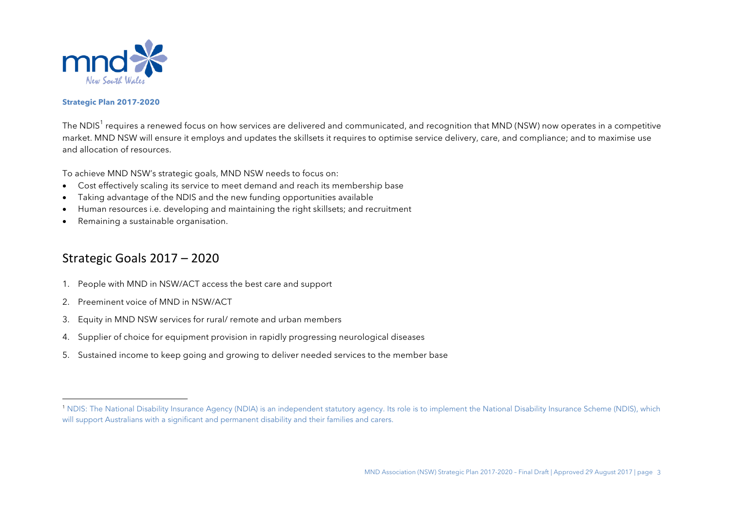**Strategic Plan 2017-2020**

The NDIS[1] requires a renewed focus on how services are delivered and communicated, and recognition that MND (NSW) now operates in a competitive market. MND NSW will ensure it employs and updates the skillsets it requires to optimise service delivery, care, and compliance; and to maximise use and allocation of resources.

To achieve MND NSW's strategic goals, MND NSW needs to focus on:

- Cost effectively scaling its service to meet demand and reach its membership base
- Taking advantage of the NDIS and the new funding opportunities available
- Human resources i.e. developing and maintaining the right skillsets; and recruitment
- Remaining a sustainable organisation.

## Strategic Goals 2017 – 2020

1. People with MND in NSW/ACT access the best care and support
2. Preeminent voice of MND in NSW/ACT
3. Equity in MND NSW services for rural/ remote and urban members
4. Supplier of choice for equipment provision in rapidly progressing neurological diseases
5. Sustained income to keep going and growing to deliver needed services to the member base

---

[1] NDIS: The National Disability Insurance Agency (NDIA) is an independent statutory agency. Its role is to implement the National Disability Insurance Scheme (NDIS), which will support Australians with a significant and permanent disability and their families and carers.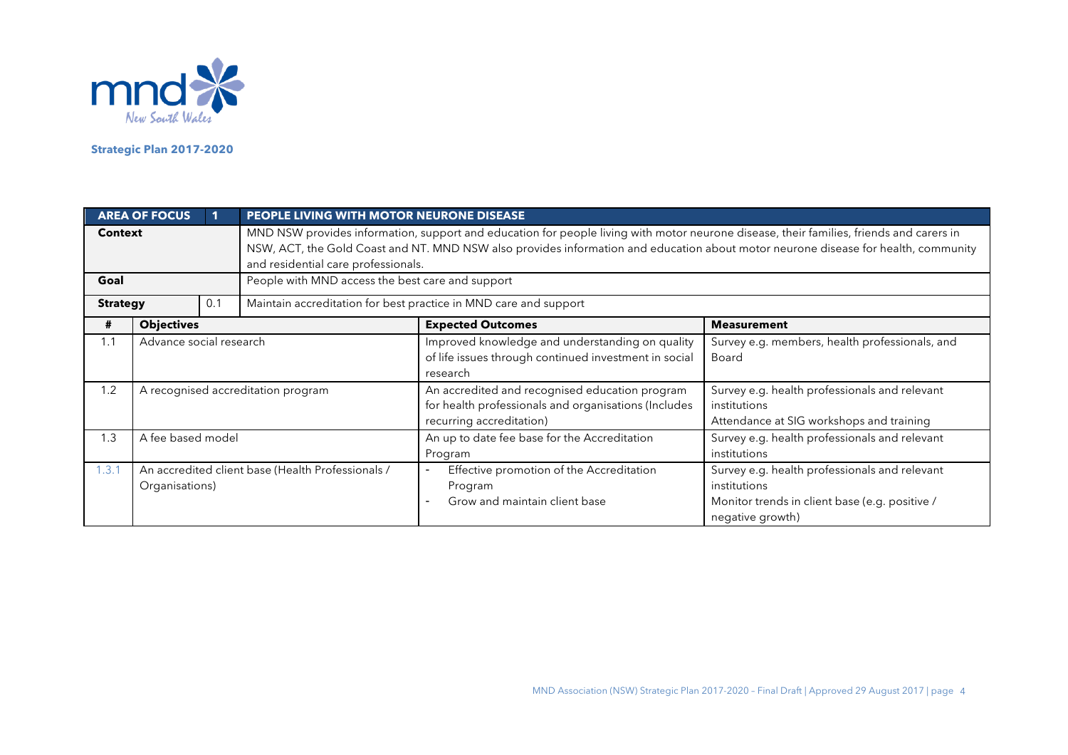**Strategic Plan 2017-2020**

| AREA OF FOCUS | 1 | PEOPLE LIVING WITH MOTOR NEURONE DISEASE | | |
|---|---|---|---|---|
| **Context** | | MND NSW provides information, support and education for people living with motor neurone disease, their families, friends and carers in NSW, ACT, the Gold Coast and NT. MND NSW also provides information and education about motor neurone disease for health, community and residential care professionals. | | |
| **Goal** | | People with MND access the best care and support | | |
| **Strategy** | 0.1 | Maintain accreditation for best practice in MND care and support | | |
| **#** | **Objectives** | | **Expected Outcomes** | **Measurement** |
| 1.1 | Advance social research | | Improved knowledge and understanding on quality of life issues through continued investment in social research | Survey e.g. members, health professionals, and Board |
| 1.2 | A recognised accreditation program | | An accredited and recognised education program for health professionals and organisations (Includes recurring accreditation) | Survey e.g. health professionals and relevant institutions<br>Attendance at SIG workshops and training |
| 1.3 | A fee based model | | An up to date fee base for the Accreditation Program | Survey e.g. health professionals and relevant institutions |
| 1.3.1 | An accredited client base (Health Professionals / Organisations) | | - Effective promotion of the Accreditation Program<br>- Grow and maintain client base | Survey e.g. health professionals and relevant institutions<br>Monitor trends in client base (e.g. positive / negative growth) |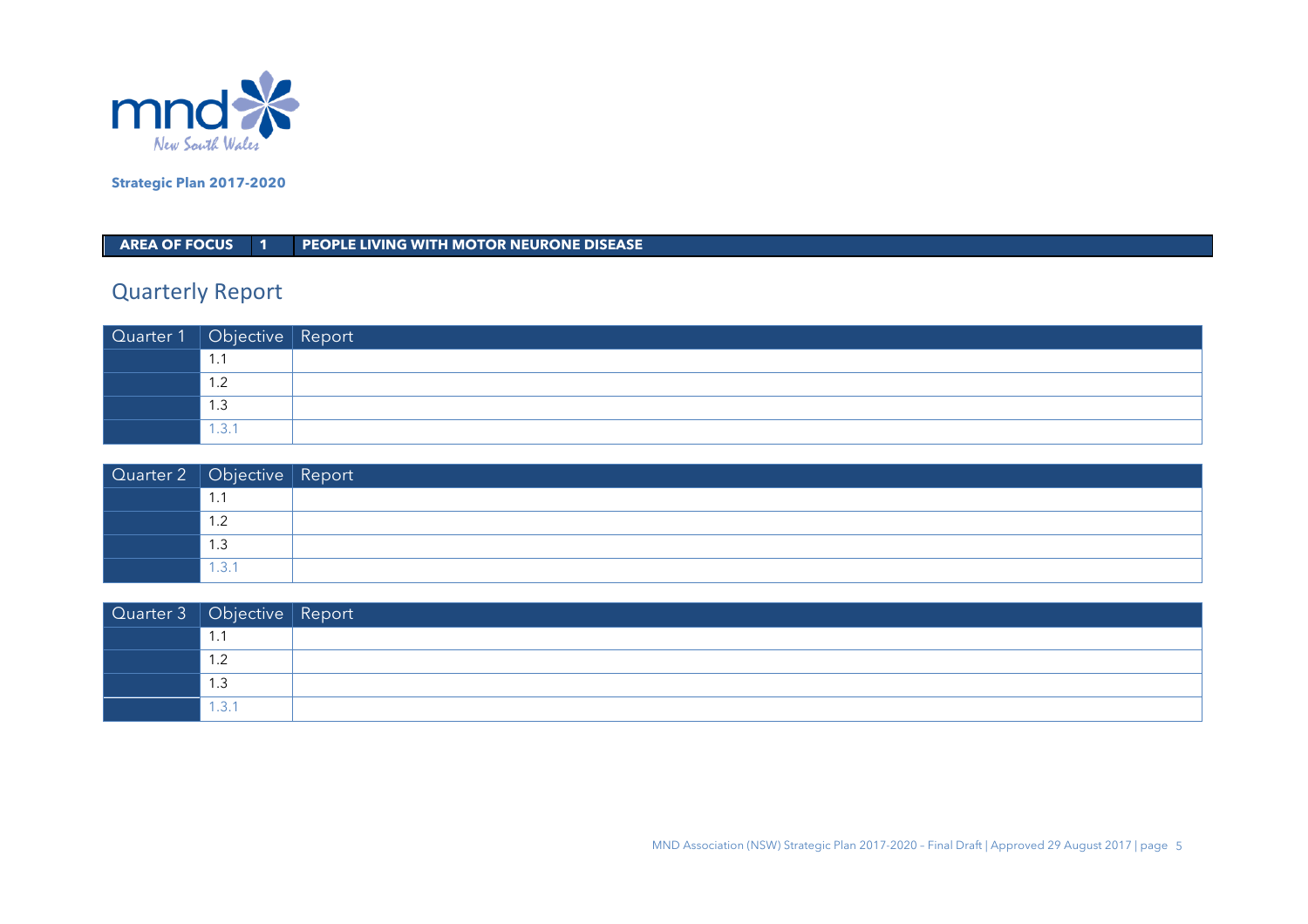mnd New South Wales

**Strategic Plan 2017-2020**

| AREA OF FOCUS | 1 | PEOPLE LIVING WITH MOTOR NEURONE DISEASE |
|---|---|---|

## Quarterly Report

| Quarter 1 | Objective | Report |
|---|---|---|
| | 1.1 | |
| | 1.2 | |
| | 1.3 | |
| | 1.3.1 | |

| Quarter 2 | Objective | Report |
|---|---|---|
| | 1.1 | |
| | 1.2 | |
| | 1.3 | |
| | 1.3.1 | |

| Quarter 3 | Objective | Report |
|---|---|---|
| | 1.1 | |
| | 1.2 | |
| | 1.3 | |
| | 1.3.1 | |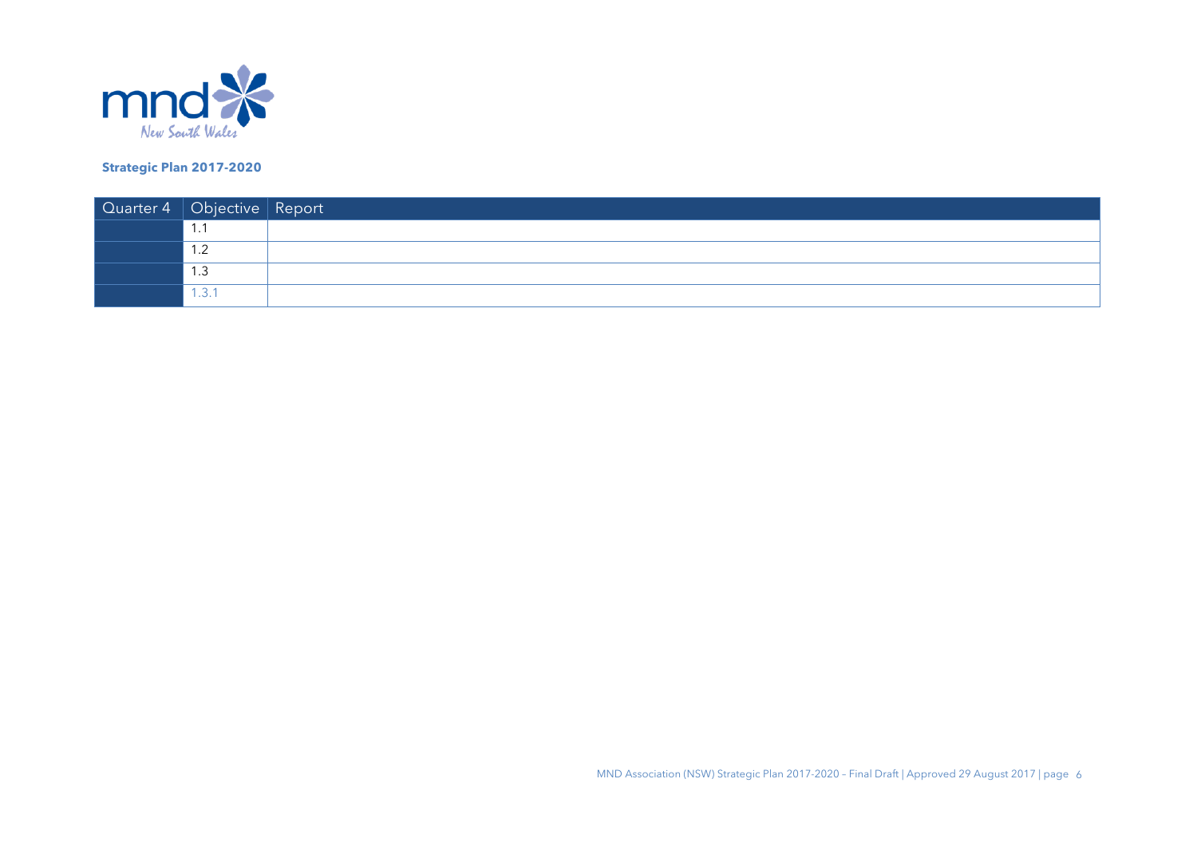**Strategic Plan 2017-2020**

| Quarter 4 | Objective | Report |
| --- | --- | --- |
| | 1.1 | |
| | 1.2 | |
| | 1.3 | |
| | 1.3.1 | |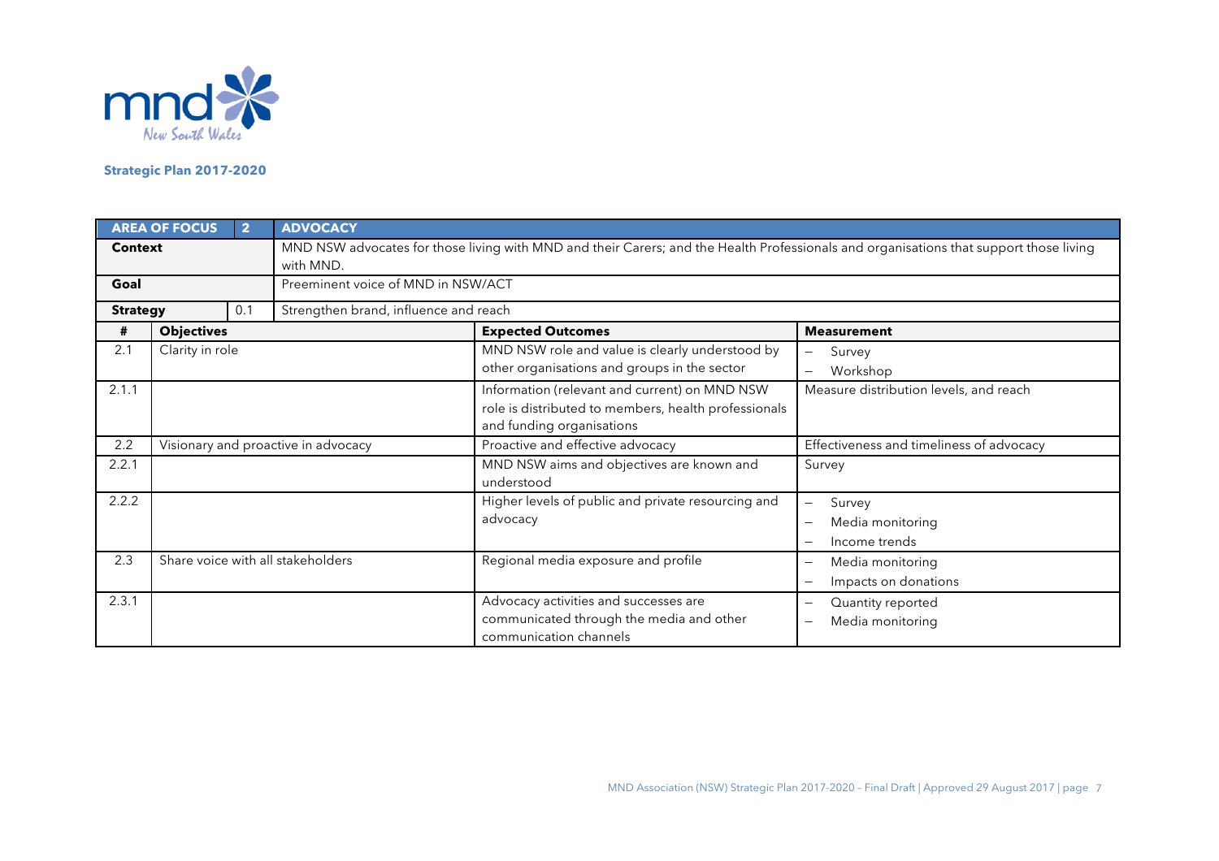**Strategic Plan 2017-2020**

| AREA OF FOCUS | 2 | ADVOCACY | | |
|---|---|---|---|---|
| **Context** | | MND NSW advocates for those living with MND and their Carers; and the Health Professionals and organisations that support those living with MND. | | |
| **Goal** | | Preeminent voice of MND in NSW/ACT | | |
| **Strategy** | 0.1 | Strengthen brand, influence and reach | | |
| **#** | **Objectives** | | **Expected Outcomes** | **Measurement** |
| 2.1 | Clarity in role | | MND NSW role and value is clearly understood by other organisations and groups in the sector | – Survey<br>– Workshop |
| 2.1.1 | | | Information (relevant and current) on MND NSW role is distributed to members, health professionals and funding organisations | Measure distribution levels, and reach |
| 2.2 | Visionary and proactive in advocacy | | Proactive and effective advocacy | Effectiveness and timeliness of advocacy |
| 2.2.1 | | | MND NSW aims and objectives are known and understood | Survey |
| 2.2.2 | | | Higher levels of public and private resourcing and advocacy | – Survey<br>– Media monitoring<br>– Income trends |
| 2.3 | Share voice with all stakeholders | | Regional media exposure and profile | – Media monitoring<br>– Impacts on donations |
| 2.3.1 | | | Advocacy activities and successes are communicated through the media and other communication channels | – Quantity reported<br>– Media monitoring |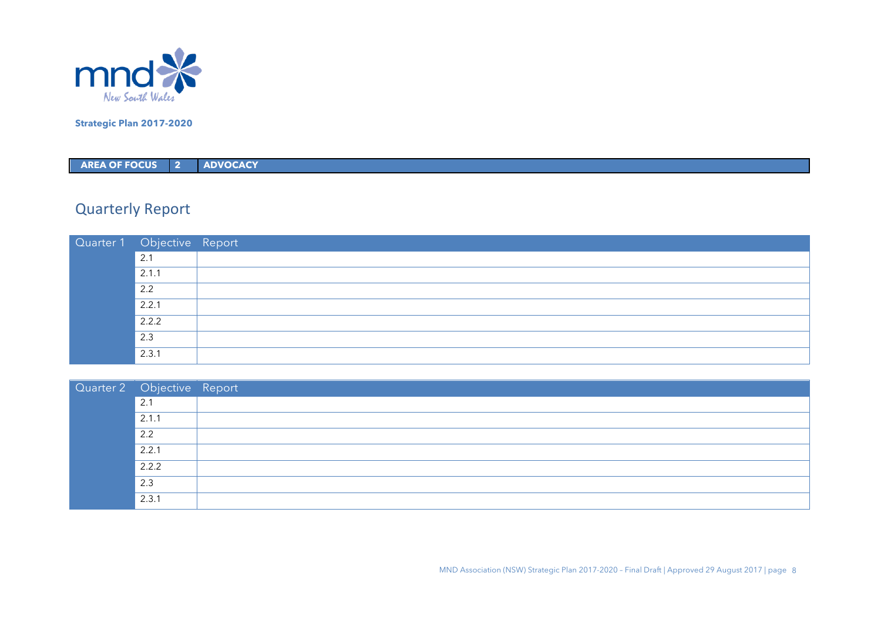mnd New South Wales

**Strategic Plan 2017-2020**

| AREA OF FOCUS | 2 | ADVOCACY |
|---|---|---|

## Quarterly Report

| Quarter 1 | Objective | Report |
|---|---|---|
| | 2.1 | |
| | 2.1.1 | |
| | 2.2 | |
| | 2.2.1 | |
| | 2.2.2 | |
| | 2.3 | |
| | 2.3.1 | |

| Quarter 2 | Objective | Report |
|---|---|---|
| | 2.1 | |
| | 2.1.1 | |
| | 2.2 | |
| | 2.2.1 | |
| | 2.2.2 | |
| | 2.3 | |
| | 2.3.1 | |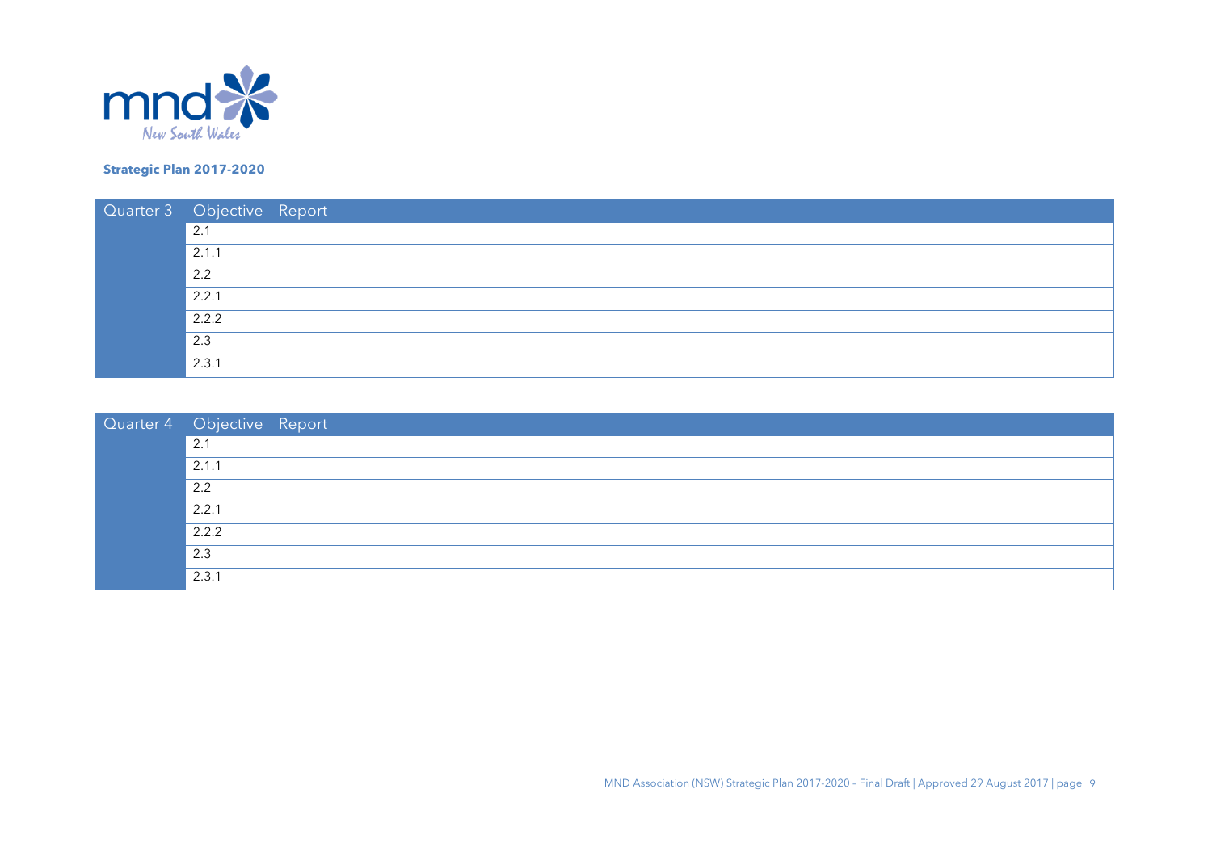**Strategic Plan 2017-2020**

| Quarter 3 | Objective | Report |
| --- | --- | --- |
| | 2.1 | |
| | 2.1.1 | |
| | 2.2 | |
| | 2.2.1 | |
| | 2.2.2 | |
| | 2.3 | |
| | 2.3.1 | |

| Quarter 4 | Objective | Report |
| --- | --- | --- |
| | 2.1 | |
| | 2.1.1 | |
| | 2.2 | |
| | 2.2.1 | |
| | 2.2.2 | |
| | 2.3 | |
| | 2.3.1 | |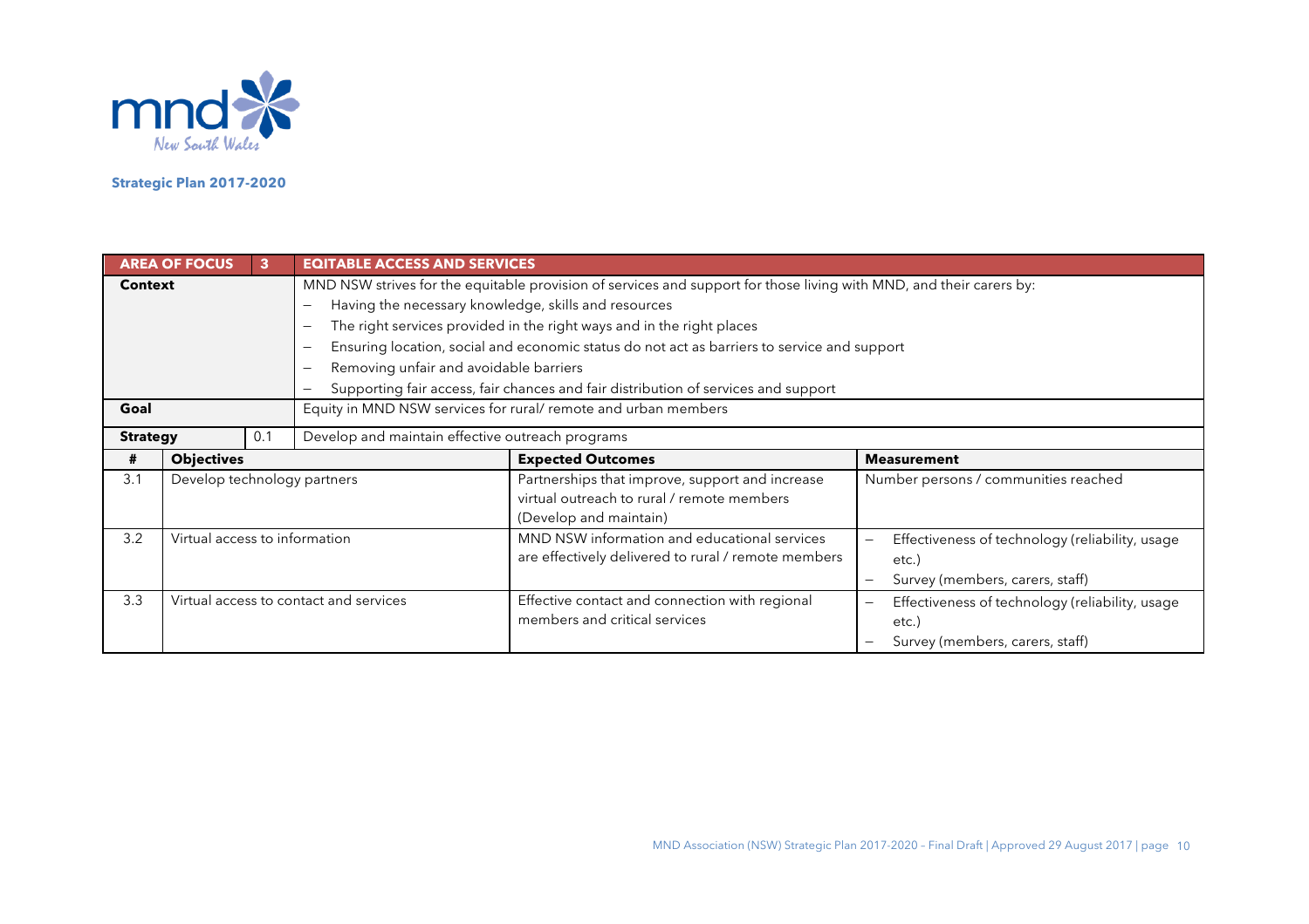**Strategic Plan 2017-2020**

| AREA OF FOCUS | 3 | EQITABLE ACCESS AND SERVICES | | |
|---|---|---|---|---|
| **Context** | | MND NSW strives for the equitable provision of services and support for those living with MND, and their carers by:<br>– Having the necessary knowledge, skills and resources<br>– The right services provided in the right ways and in the right places<br>– Ensuring location, social and economic status do not act as barriers to service and support<br>– Removing unfair and avoidable barriers<br>– Supporting fair access, fair chances and fair distribution of services and support | | |
| **Goal** | | Equity in MND NSW services for rural/ remote and urban members | | |
| **Strategy** | 0.1 | Develop and maintain effective outreach programs | | |
| **#** | **Objectives** | | **Expected Outcomes** | **Measurement** |
| 3.1 | Develop technology partners | | Partnerships that improve, support and increase virtual outreach to rural / remote members (Develop and maintain) | Number persons / communities reached |
| 3.2 | Virtual access to information | | MND NSW information and educational services are effectively delivered to rural / remote members | – Effectiveness of technology (reliability, usage etc.)<br>– Survey (members, carers, staff) |
| 3.3 | Virtual access to contact and services | | Effective contact and connection with regional members and critical services | – Effectiveness of technology (reliability, usage etc.)<br>– Survey (members, carers, staff) |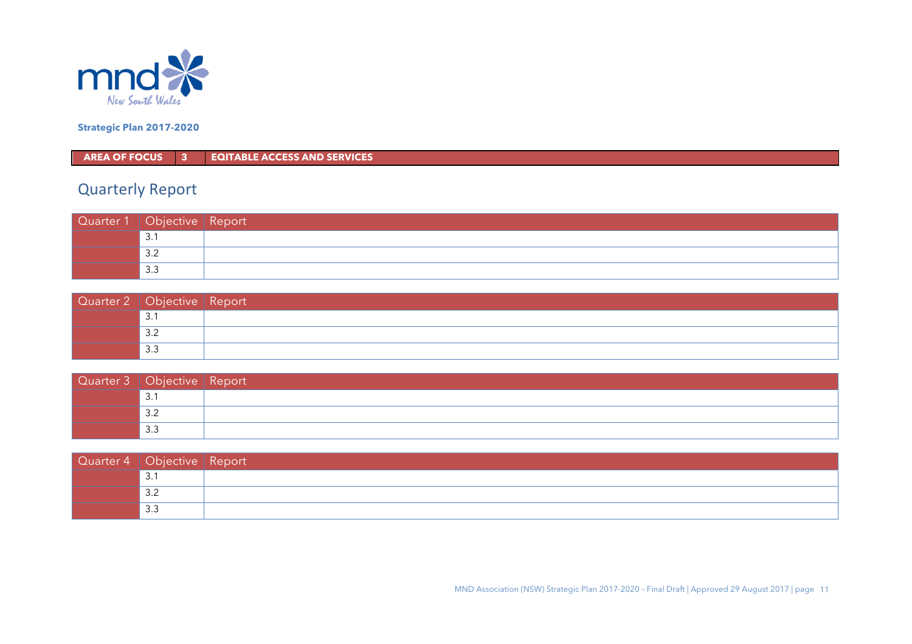mnd New South Wales

**Strategic Plan 2017-2020**

| AREA OF FOCUS | 3 | EQITABLE ACCESS AND SERVICES |
|---|---|---|

## Quarterly Report

| Quarter 1 | Objective | Report |
|---|---|---|
| | 3.1 | |
| | 3.2 | |
| | 3.3 | |

| Quarter 2 | Objective | Report |
|---|---|---|
| | 3.1 | |
| | 3.2 | |
| | 3.3 | |

| Quarter 3 | Objective | Report |
|---|---|---|
| | 3.1 | |
| | 3.2 | |
| | 3.3 | |

| Quarter 4 | Objective | Report |
|---|---|---|
| | 3.1 | |
| | 3.2 | |
| | 3.3 | |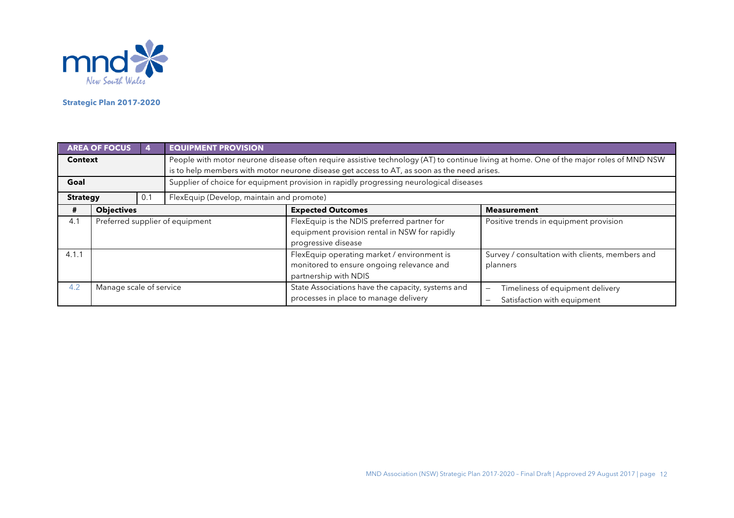**Strategic Plan 2017-2020**

| AREA OF FOCUS | 4 | EQUIPMENT PROVISION | |
|---|---|---|---|
| **Context** | | People with motor neurone disease often require assistive technology (AT) to continue living at home. One of the major roles of MND NSW is to help members with motor neurone disease get access to AT, as soon as the need arises. | |
| **Goal** | | Supplier of choice for equipment provision in rapidly progressing neurological diseases | |
| **Strategy** | 0.1 | FlexEquip (Develop, maintain and promote) | |
| **#** | **Objectives** | **Expected Outcomes** | **Measurement** |
| 4.1 | Preferred supplier of equipment | FlexEquip is the NDIS preferred partner for equipment provision rental in NSW for rapidly progressive disease | Positive trends in equipment provision |
| 4.1.1 | | FlexEquip operating market / environment is monitored to ensure ongoing relevance and partnership with NDIS | Survey / consultation with clients, members and planners |
| 4.2 | Manage scale of service | State Associations have the capacity, systems and processes in place to manage delivery | – Timeliness of equipment delivery<br>– Satisfaction with equipment |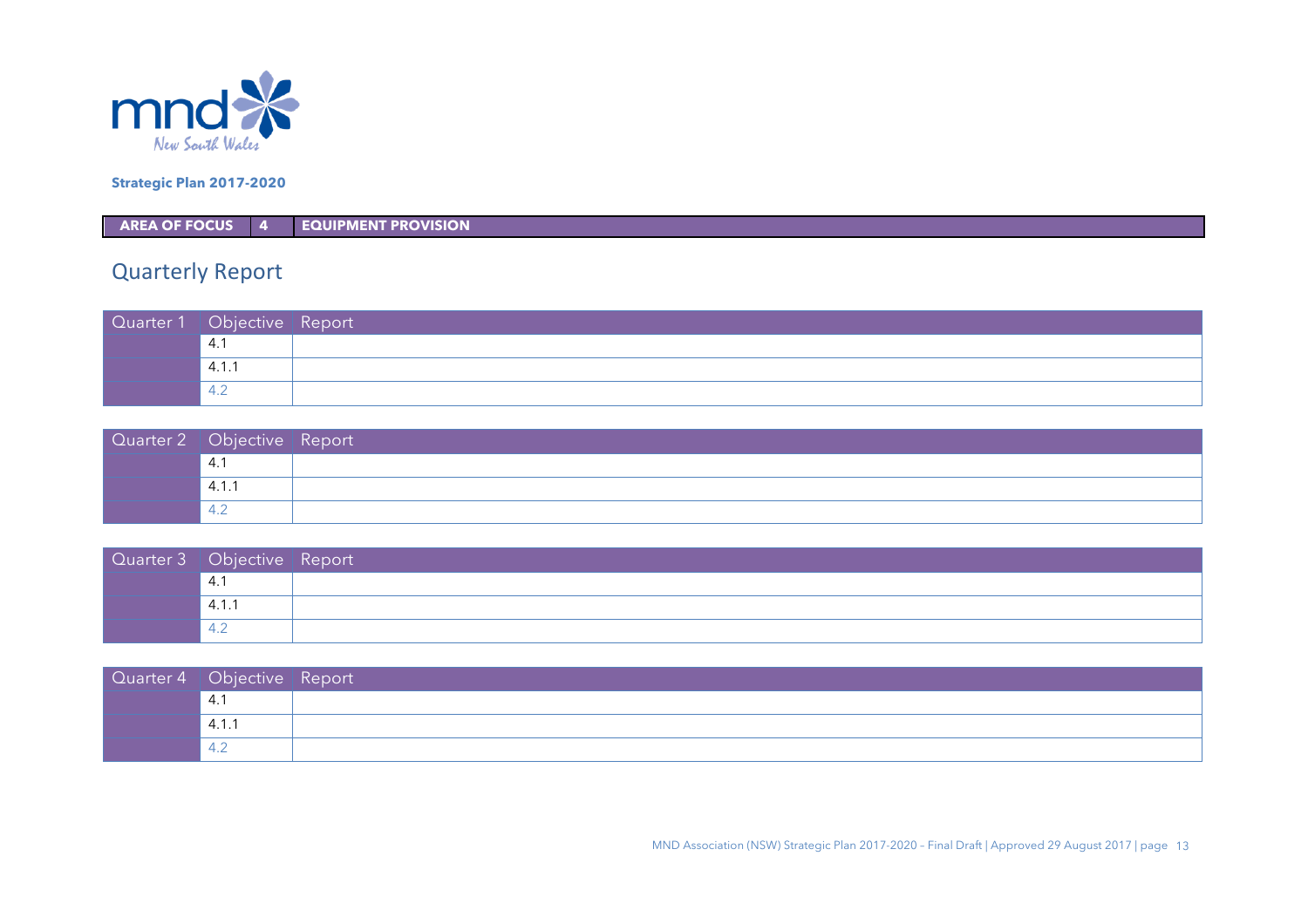**Strategic Plan 2017-2020**

| AREA OF FOCUS | 4 | EQUIPMENT PROVISION |
|---|---|---|

## Quarterly Report

| Quarter 1 | Objective | Report |
|---|---|---|
| | 4.1 | |
| | 4.1.1 | |
| | 4.2 | |

| Quarter 2 | Objective | Report |
|---|---|---|
| | 4.1 | |
| | 4.1.1 | |
| | 4.2 | |

| Quarter 3 | Objective | Report |
|---|---|---|
| | 4.1 | |
| | 4.1.1 | |
| | 4.2 | |

| Quarter 4 | Objective | Report |
|---|---|---|
| | 4.1 | |
| | 4.1.1 | |
| | 4.2 | |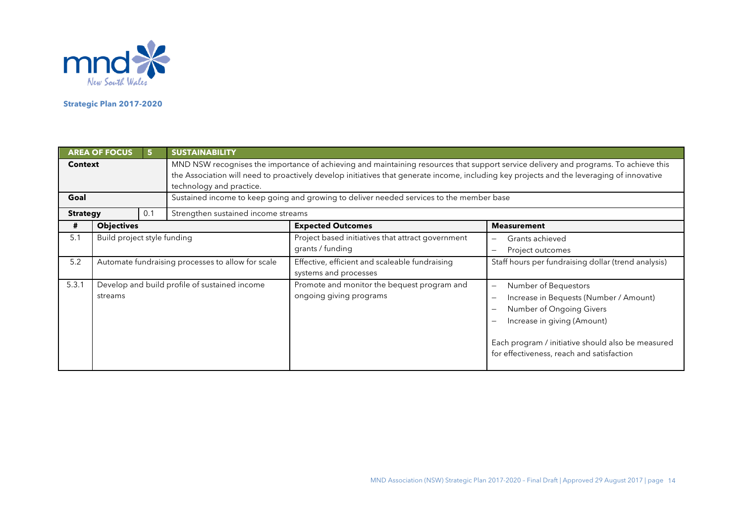mnd New South Wales

**Strategic Plan 2017-2020**

| AREA OF FOCUS 5 | SUSTAINABILITY | | |
|---|---|---|---|
| **Context** | MND NSW recognises the importance of achieving and maintaining resources that support service delivery and programs. To achieve this the Association will need to proactively develop initiatives that generate income, including key projects and the leveraging of innovative technology and practice. | | |
| **Goal** | Sustained income to keep going and growing to deliver needed services to the member base | | |
| **Strategy** 0.1 | Strengthen sustained income streams | | |

| # | Objectives | Expected Outcomes | Measurement |
|---|---|---|---|
| 5.1 | Build project style funding | Project based initiatives that attract government grants / funding | – Grants achieved<br>– Project outcomes |
| 5.2 | Automate fundraising processes to allow for scale | Effective, efficient and scaleable fundraising systems and processes | Staff hours per fundraising dollar (trend analysis) |
| 5.3.1 | Develop and build profile of sustained income streams | Promote and monitor the bequest program and ongoing giving programs | – Number of Bequestors<br>– Increase in Bequests (Number / Amount)<br>– Number of Ongoing Givers<br>– Increase in giving (Amount)<br><br>Each program / initiative should also be measured for effectiveness, reach and satisfaction |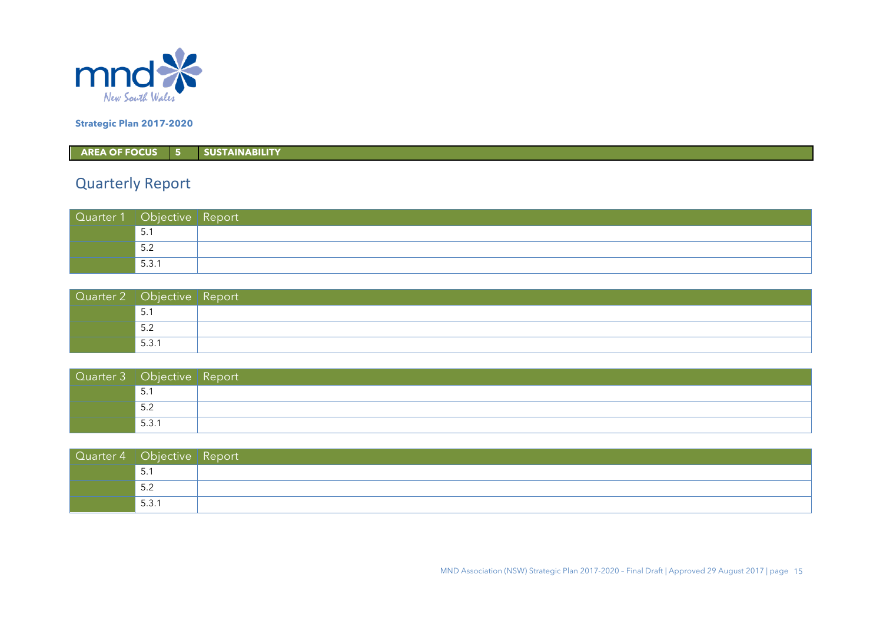mnd New South Wales

**Strategic Plan 2017-2020**

| AREA OF FOCUS | 5 | SUSTAINABILITY |
|---|---|---|

## Quarterly Report

| Quarter 1 | Objective | Report |
|---|---|---|
| | 5.1 | |
| | 5.2 | |
| | 5.3.1 | |

| Quarter 2 | Objective | Report |
|---|---|---|
| | 5.1 | |
| | 5.2 | |
| | 5.3.1 | |

| Quarter 3 | Objective | Report |
|---|---|---|
| | 5.1 | |
| | 5.2 | |
| | 5.3.1 | |

| Quarter 4 | Objective | Report |
|---|---|---|
| | 5.1 | |
| | 5.2 | |
| | 5.3.1 | |